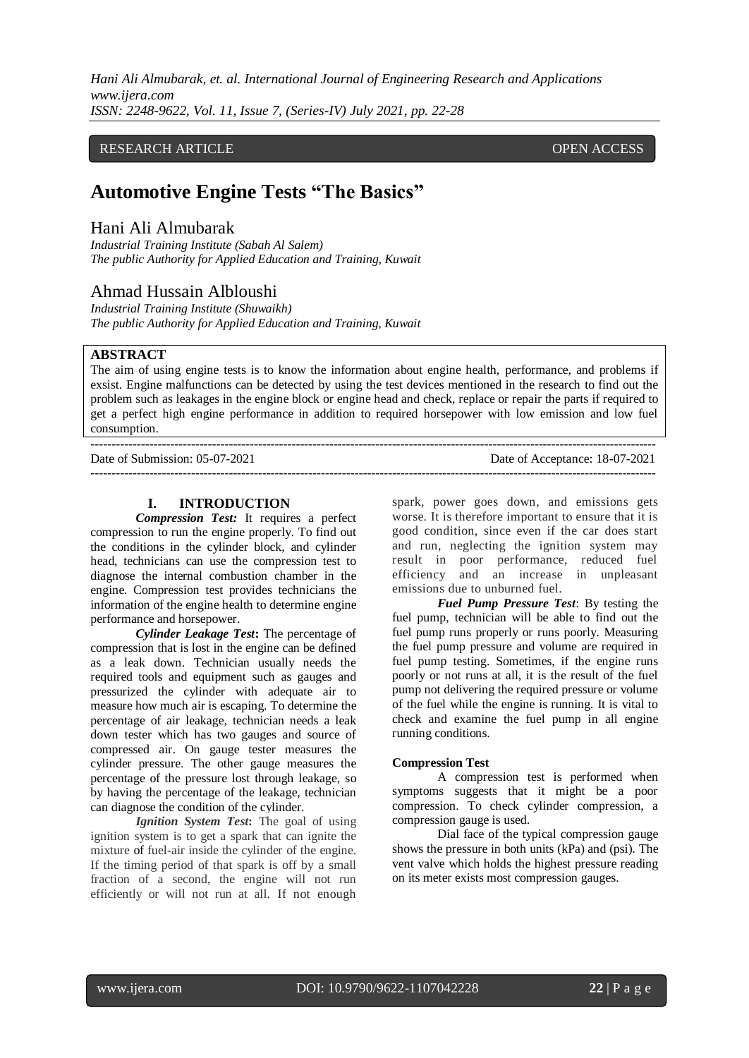RESEARCH ARTICLE OPEN ACCESS

# Automotive Engine Tests "The Basics"

## Hani Ali Almubarak

*Industrial Training Institute (Sabah Al Salem)*
*The public Authority for Applied Education and Training, Kuwait*

## Ahmad Hussain Albloushi

*Industrial Training Institute (Shuwaikh)*
*The public Authority for Applied Education and Training, Kuwait*

**ABSTRACT**

The aim of using engine tests is to know the information about engine health, performance, and problems if exsist. Engine malfunctions can be detected by using the test devices mentioned in the research to find out the problem such as leakages in the engine block or engine head and check, replace or repair the parts if required to get a perfect high engine performance in addition to required horsepower with low emission and low fuel consumption.

---

Date of Submission: 05-07-2021 Date of Acceptance: 18-07-2021

---

## I. INTRODUCTION

***Compression Test:*** It requires a perfect compression to run the engine properly. To find out the conditions in the cylinder block, and cylinder head, technicians can use the compression test to diagnose the internal combustion chamber in the engine. Compression test provides technicians the information of the engine health to determine engine performance and horsepower.

***Cylinder Leakage Test*:** The percentage of compression that is lost in the engine can be defined as a leak down. Technician usually needs the required tools and equipment such as gauges and pressurized the cylinder with adequate air to measure how much air is escaping. To determine the percentage of air leakage, technician needs a leak down tester which has two gauges and source of compressed air. On gauge tester measures the cylinder pressure. The other gauge measures the percentage of the pressure lost through leakage, so by having the percentage of the leakage, technician can diagnose the condition of the cylinder.

***Ignition System Test*:** The goal of using ignition system is to get a spark that can ignite the mixture of fuel-air inside the cylinder of the engine. If the timing period of that spark is off by a small fraction of a second, the engine will not run efficiently or will not run at all. If not enough spark, power goes down, and emissions gets worse. It is therefore important to ensure that it is good condition, since even if the car does start and run, neglecting the ignition system may result in poor performance, reduced fuel efficiency and an increase in unpleasant emissions due to unburned fuel.

***Fuel Pump Pressure Test***: By testing the fuel pump, technician will be able to find out the fuel pump runs properly or runs poorly. Measuring the fuel pump pressure and volume are required in fuel pump testing. Sometimes, if the engine runs poorly or not runs at all, it is the result of the fuel pump not delivering the required pressure or volume of the fuel while the engine is running. It is vital to check and examine the fuel pump in all engine running conditions.

**Compression Test**

A compression test is performed when symptoms suggests that it might be a poor compression. To check cylinder compression, a compression gauge is used.

Dial face of the typical compression gauge shows the pressure in both units (kPa) and (psi). The vent valve which holds the highest pressure reading on its meter exists most compression gauges.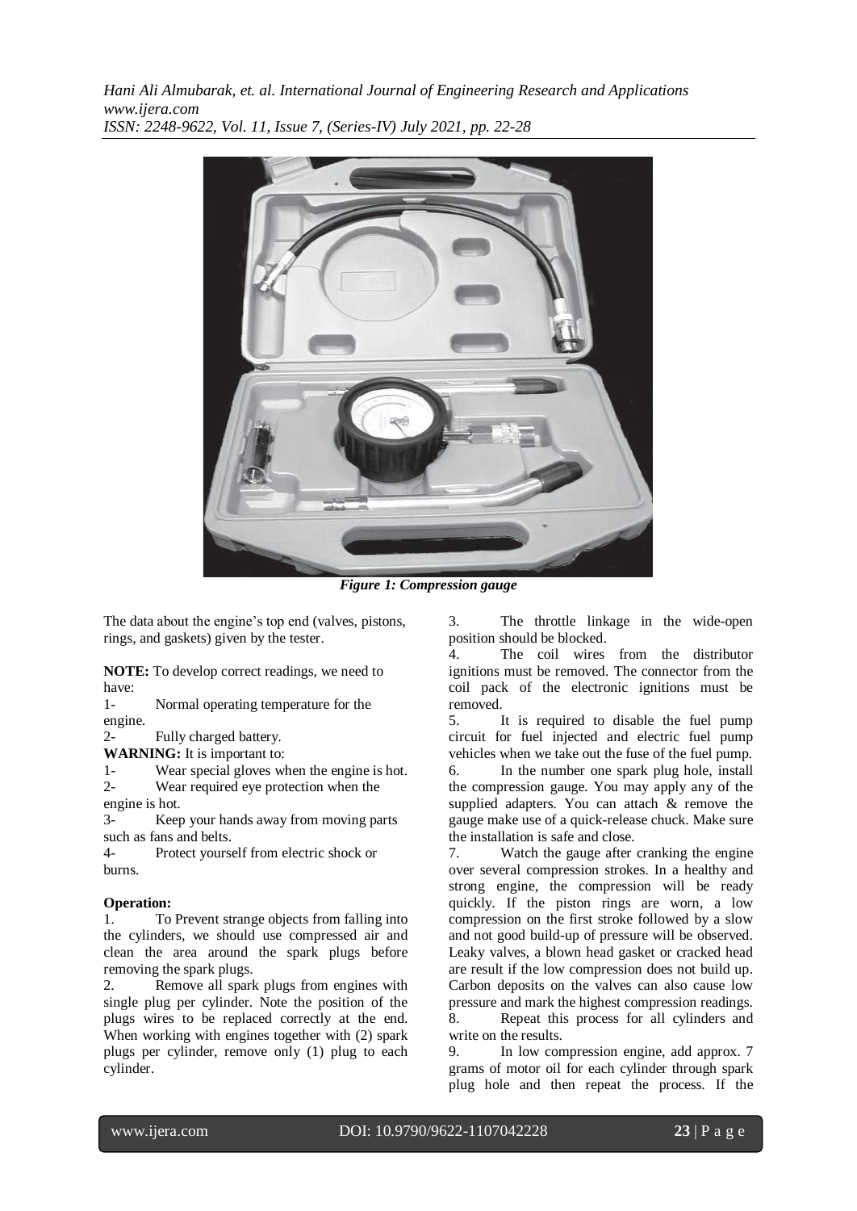*Figure 1: Compression gauge*

The data about the engine's top end (valves, pistons, rings, and gaskets) given by the tester.

**NOTE:** To develop correct readings, we need to have:

1- Normal operating temperature for the engine.
2- Fully charged battery.

**WARNING:** It is important to:

1- Wear special gloves when the engine is hot.
2- Wear required eye protection when the engine is hot.
3- Keep your hands away from moving parts such as fans and belts.
4- Protect yourself from electric shock or burns.

**Operation:**

1. To Prevent strange objects from falling into the cylinders, we should use compressed air and clean the area around the spark plugs before removing the spark plugs.
2. Remove all spark plugs from engines with single plug per cylinder. Note the position of the plugs wires to be replaced correctly at the end. When working with engines together with (2) spark plugs per cylinder, remove only (1) plug to each cylinder.
3. The throttle linkage in the wide-open position should be blocked.
4. The coil wires from the distributor ignitions must be removed. The connector from the coil pack of the electronic ignitions must be removed.
5. It is required to disable the fuel pump circuit for fuel injected and electric fuel pump vehicles when we take out the fuse of the fuel pump.
6. In the number one spark plug hole, install the compression gauge. You may apply any of the supplied adapters. You can attach & remove the gauge make use of a quick-release chuck. Make sure the installation is safe and close.
7. Watch the gauge after cranking the engine over several compression strokes. In a healthy and strong engine, the compression will be ready quickly. If the piston rings are worn, a low compression on the first stroke followed by a slow and not good build-up of pressure will be observed. Leaky valves, a blown head gasket or cracked head are result if the low compression does not build up. Carbon deposits on the valves can also cause low pressure and mark the highest compression readings.
8. Repeat this process for all cylinders and write on the results.
9. In low compression engine, add approx. 7 grams of motor oil for each cylinder through spark plug hole and then repeat the process. If the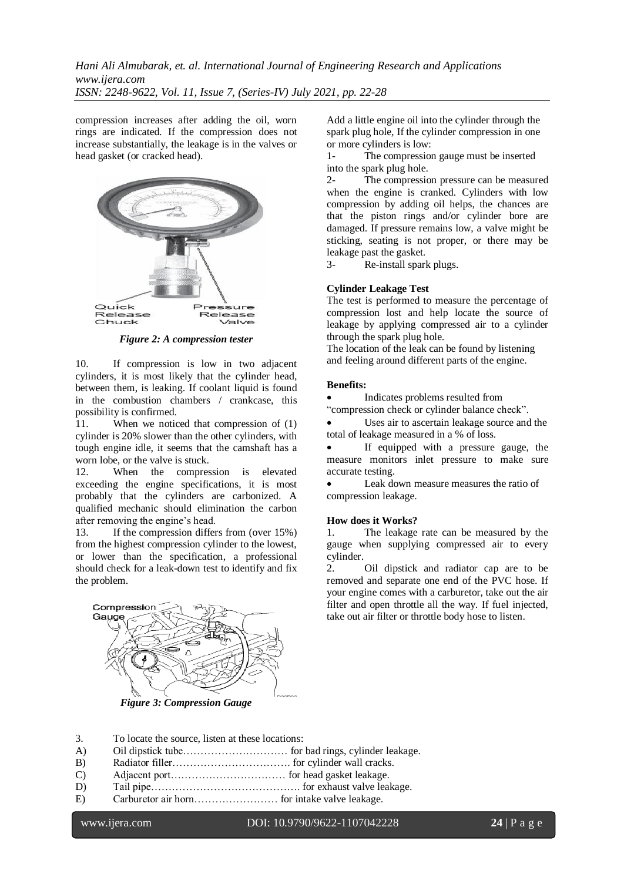compression increases after adding the oil, worn rings are indicated. If the compression does not increase substantially, the leakage is in the valves or head gasket (or cracked head).

Quick Release Chuck

Pressure Release Valve

*Figure 2: A compression tester*

10. If compression is low in two adjacent cylinders, it is most likely that the cylinder head, between them, is leaking. If coolant liquid is found in the combustion chambers / crankcase, this possibility is confirmed.
11. When we noticed that compression of (1) cylinder is 20% slower than the other cylinders, with tough engine idle, it seems that the camshaft has a worn lobe, or the valve is stuck.
12. When the compression is elevated exceeding the engine specifications, it is most probably that the cylinders are carbonized. A qualified mechanic should elimination the carbon after removing the engine's head.
13. If the compression differs from (over 15%) from the highest compression cylinder to the lowest, or lower than the specification, a professional should check for a leak-down test to identify and fix the problem.

Compression Gauge

*Figure 3: Compression Gauge*

Add a little engine oil into the cylinder through the spark plug hole, If the cylinder compression in one or more cylinders is low:

1- The compression gauge must be inserted into the spark plug hole.
2- The compression pressure can be measured when the engine is cranked. Cylinders with low compression by adding oil helps, the chances are that the piston rings and/or cylinder bore are damaged. If pressure remains low, a valve might be sticking, seating is not proper, or there may be leakage past the gasket.
3- Re-install spark plugs.

**Cylinder Leakage Test**

The test is performed to measure the percentage of compression lost and help locate the source of leakage by applying compressed air to a cylinder through the spark plug hole.

The location of the leak can be found by listening and feeling around different parts of the engine.

**Benefits:**

- Indicates problems resulted from "compression check or cylinder balance check".
- Uses air to ascertain leakage source and the total of leakage measured in a % of loss.
- If equipped with a pressure gauge, the measure monitors inlet pressure to make sure accurate testing.
- Leak down measure measures the ratio of compression leakage.

**How does it Works?**

1. The leakage rate can be measured by the gauge when supplying compressed air to every cylinder.
2. Oil dipstick and radiator cap are to be removed and separate one end of the PVC hose. If your engine comes with a carburetor, take out the air filter and open throttle all the way. If fuel injected, take out air filter or throttle body hose to listen.
3. To locate the source, listen at these locations:

A) Oil dipstick tube………………………… for bad rings, cylinder leakage.
B) Radiator filler……………………………. for cylinder wall cracks.
C) Adjacent port…………………………… for head gasket leakage.
D) Tail pipe……………………………………. for exhaust valve leakage.
E) Carburetor air horn…………………… for intake valve leakage.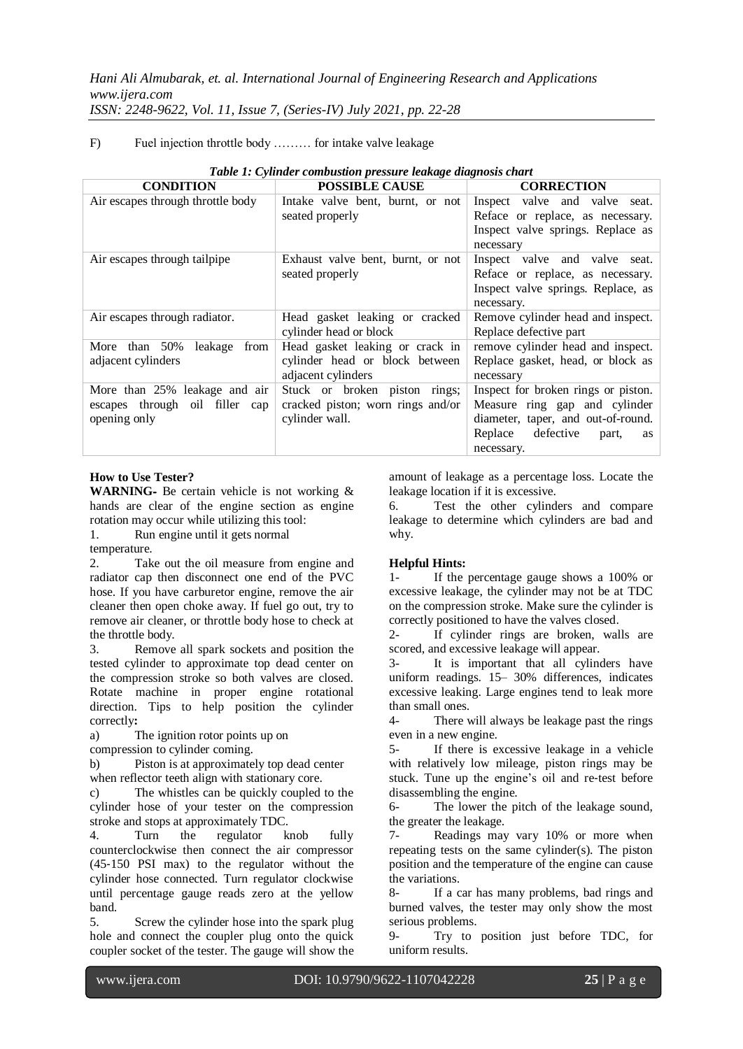F) Fuel injection throttle body ……… for intake valve leakage

*Table 1: Cylinder combustion pressure leakage diagnosis chart*

| CONDITION | POSSIBLE CAUSE | CORRECTION |
|---|---|---|
| Air escapes through throttle body | Intake valve bent, burnt, or not seated properly | Inspect valve and valve seat. Reface or replace, as necessary. Inspect valve springs. Replace as necessary |
| Air escapes through tailpipe | Exhaust valve bent, burnt, or not seated properly | Inspect valve and valve seat. Reface or replace, as necessary. Inspect valve springs. Replace, as necessary. |
| Air escapes through radiator. | Head gasket leaking or cracked cylinder head or block | Remove cylinder head and inspect. Replace defective part |
| More than 50% leakage from adjacent cylinders | Head gasket leaking or crack in cylinder head or block between adjacent cylinders | remove cylinder head and inspect. Replace gasket, head, or block as necessary |
| More than 25% leakage and air escapes through oil filler cap opening only | Stuck or broken piston rings; cracked piston; worn rings and/or cylinder wall. | Inspect for broken rings or piston. Measure ring gap and cylinder diameter, taper, and out-of-round. Replace defective part, as necessary. |

**How to Use Tester?**

**WARNING-** Be certain vehicle is not working & hands are clear of the engine section as engine rotation may occur while utilizing this tool:

1. Run engine until it gets normal temperature.
2. Take out the oil measure from engine and radiator cap then disconnect one end of the PVC hose. If you have carburetor engine, remove the air cleaner then open choke away. If fuel go out, try to remove air cleaner, or throttle body hose to check at the throttle body.
3. Remove all spark sockets and position the tested cylinder to approximate top dead center on the compression stroke so both valves are closed. Rotate machine in proper engine rotational direction. Tips to help position the cylinder correctly**:**
   a) The ignition rotor points up on compression to cylinder coming.
   b) Piston is at approximately top dead center when reflector teeth align with stationary core.
   c) The whistles can be quickly coupled to the cylinder hose of your tester on the compression stroke and stops at approximately TDC.
4. Turn the regulator knob fully counterclockwise then connect the air compressor (45-150 PSI max) to the regulator without the cylinder hose connected. Turn regulator clockwise until percentage gauge reads zero at the yellow band.
5. Screw the cylinder hose into the spark plug hole and connect the coupler plug onto the quick coupler socket of the tester. The gauge will show the amount of leakage as a percentage loss. Locate the leakage location if it is excessive.
6. Test the other cylinders and compare leakage to determine which cylinders are bad and why.

**Helpful Hints:**

1- If the percentage gauge shows a 100% or excessive leakage, the cylinder may not be at TDC on the compression stroke. Make sure the cylinder is correctly positioned to have the valves closed.

2- If cylinder rings are broken, walls are scored, and excessive leakage will appear.

3- It is important that all cylinders have uniform readings. 15– 30% differences, indicates excessive leaking. Large engines tend to leak more than small ones.

4- There will always be leakage past the rings even in a new engine.

5- If there is excessive leakage in a vehicle with relatively low mileage, piston rings may be stuck. Tune up the engine's oil and re-test before disassembling the engine.

6- The lower the pitch of the leakage sound, the greater the leakage.

7- Readings may vary 10% or more when repeating tests on the same cylinder(s). The piston position and the temperature of the engine can cause the variations.

8- If a car has many problems, bad rings and burned valves, the tester may only show the most serious problems.

9- Try to position just before TDC, for uniform results.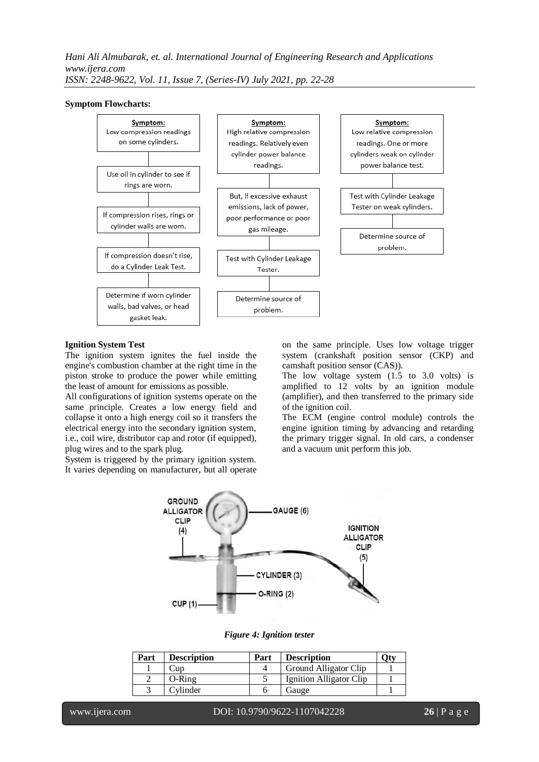**Symptom Flowcharts:**

Symptom:
Low compression readings on some cylinders.

Use oil in cylinder to see if rings are worn.

If compression rises, rings or cylinder walls are worn.

If compression doesn't rise, do a Cylinder Leak Test.

Determine if worn cylinder walls, bad valves, or head gasket leak.

Symptom:
High relative compression readings. Relatively even cylinder power balance readings.

But, if excessive exhaust emissions, lack of power, poor performance or poor gas mileage.

Test with Cylinder Leakage Tester.

Determine source of problem.

Symptom:
Low relative compression readings. One or more cylinders weak on cylinder power balance test.

Test with Cylinder Leakage Tester on weak cylinders.

Determine source of problem.

**Ignition System Test**

The ignition system ignites the fuel inside the engine's combustion chamber at the right time in the piston stroke to produce the power while emitting the least of amount for emissions as possible.

All configurations of ignition systems operate on the same principle. Creates a low energy field and collapse it onto a high energy coil so it transfers the electrical energy into the secondary ignition system, i.e., coil wire, distributor cap and rotor (if equipped), plug wires and to the spark plug.

System is triggered by the primary ignition system. It varies depending on manufacturer, but all operate on the same principle. Uses low voltage trigger system (crankshaft position sensor (CKP) and camshaft position sensor (CAS)).

The low voltage system (1.5 to 3.0 volts) is amplified to 12 volts by an ignition module (amplifier), and then transferred to the primary side of the ignition coil.

The ECM (engine control module) controls the engine ignition timing by advancing and retarding the primary trigger signal. In old cars, a condenser and a vacuum unit perform this job.

GROUND ALLIGATOR CLIP (4)
GAUGE (6)
IGNITION ALLIGATOR CLIP (5)
CYLINDER (3)
O-RING (2)
CUP (1)

*Figure 4: Ignition tester*

| Part | Description | Part | Description | Qty |
|---|---|---|---|---|
| 1 | Cup | 4 | Ground Alligator Clip | 1 |
| 2 | O-Ring | 5 | Ignition Alligator Clip | 1 |
| 3 | Cylinder | 6 | Gauge | 1 |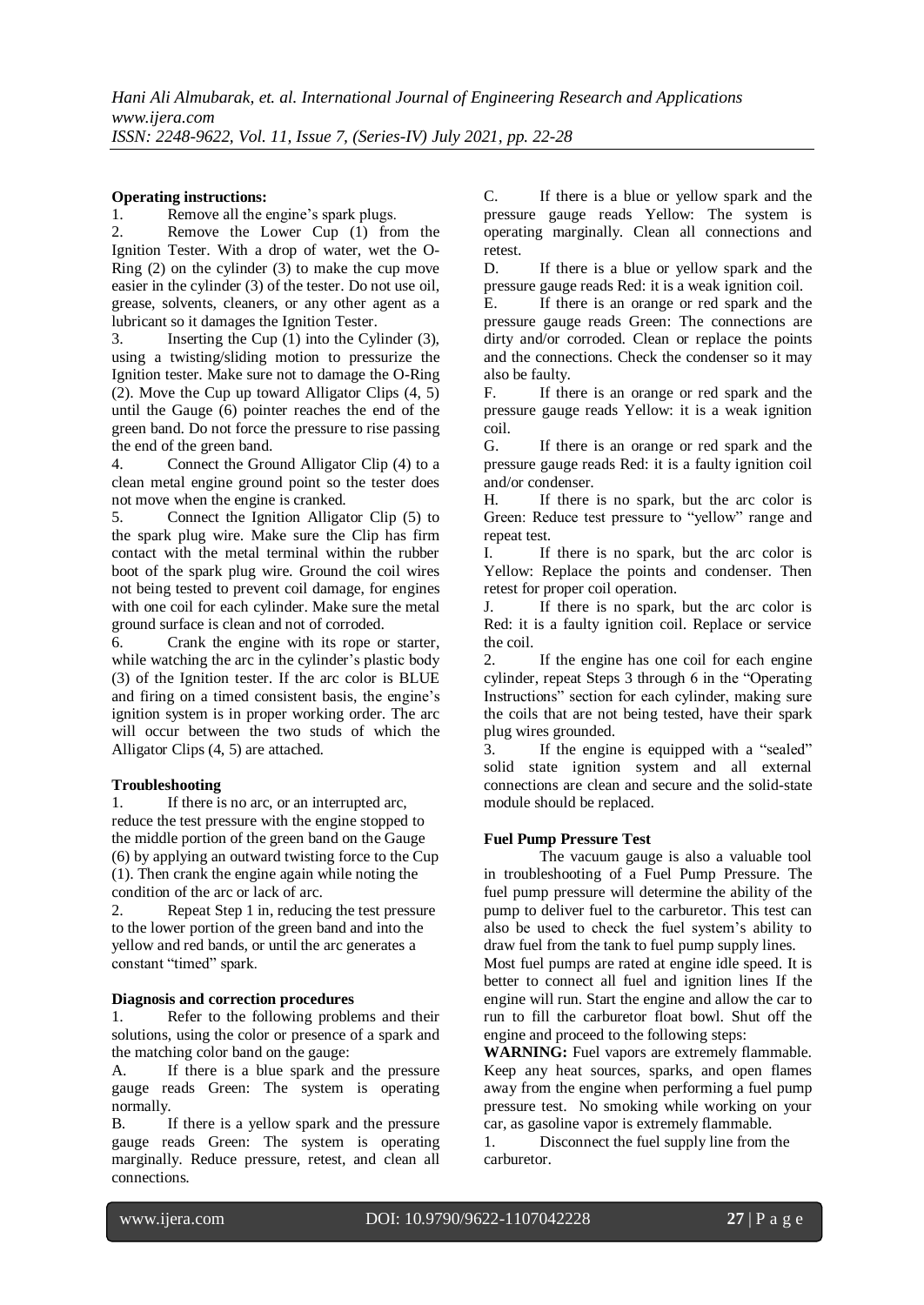**Operating instructions:**

1. Remove all the engine's spark plugs.
2. Remove the Lower Cup (1) from the Ignition Tester. With a drop of water, wet the O-Ring (2) on the cylinder (3) to make the cup move easier in the cylinder (3) of the tester. Do not use oil, grease, solvents, cleaners, or any other agent as a lubricant so it damages the Ignition Tester.
3. Inserting the Cup (1) into the Cylinder (3), using a twisting/sliding motion to pressurize the Ignition tester. Make sure not to damage the O-Ring (2). Move the Cup up toward Alligator Clips (4, 5) until the Gauge (6) pointer reaches the end of the green band. Do not force the pressure to rise passing the end of the green band.
4. Connect the Ground Alligator Clip (4) to a clean metal engine ground point so the tester does not move when the engine is cranked.
5. Connect the Ignition Alligator Clip (5) to the spark plug wire. Make sure the Clip has firm contact with the metal terminal within the rubber boot of the spark plug wire. Ground the coil wires not being tested to prevent coil damage, for engines with one coil for each cylinder. Make sure the metal ground surface is clean and not of corroded.
6. Crank the engine with its rope or starter, while watching the arc in the cylinder's plastic body (3) of the Ignition tester. If the arc color is BLUE and firing on a timed consistent basis, the engine's ignition system is in proper working order. The arc will occur between the two studs of which the Alligator Clips (4, 5) are attached.

**Troubleshooting**

1. If there is no arc, or an interrupted arc, reduce the test pressure with the engine stopped to the middle portion of the green band on the Gauge (6) by applying an outward twisting force to the Cup (1). Then crank the engine again while noting the condition of the arc or lack of arc.
2. Repeat Step 1 in, reducing the test pressure to the lower portion of the green band and into the yellow and red bands, or until the arc generates a constant "timed" spark.

**Diagnosis and correction procedures**

1. Refer to the following problems and their solutions, using the color or presence of a spark and the matching color band on the gauge:

A. If there is a blue spark and the pressure gauge reads Green: The system is operating normally.

B. If there is a yellow spark and the pressure gauge reads Green: The system is operating marginally. Reduce pressure, retest, and clean all connections.

C. If there is a blue or yellow spark and the pressure gauge reads Yellow: The system is operating marginally. Clean all connections and retest.

D. If there is a blue or yellow spark and the pressure gauge reads Red: it is a weak ignition coil.

E. If there is an orange or red spark and the pressure gauge reads Green: The connections are dirty and/or corroded. Clean or replace the points and the connections. Check the condenser so it may also be faulty.

F. If there is an orange or red spark and the pressure gauge reads Yellow: it is a weak ignition coil.

G. If there is an orange or red spark and the pressure gauge reads Red: it is a faulty ignition coil and/or condenser.

H. If there is no spark, but the arc color is Green: Reduce test pressure to "yellow" range and repeat test.

I. If there is no spark, but the arc color is Yellow: Replace the points and condenser. Then retest for proper coil operation.

J. If there is no spark, but the arc color is Red: it is a faulty ignition coil. Replace or service the coil.

2. If the engine has one coil for each engine cylinder, repeat Steps 3 through 6 in the "Operating Instructions" section for each cylinder, making sure the coils that are not being tested, have their spark plug wires grounded.
3. If the engine is equipped with a "sealed" solid state ignition system and all external connections are clean and secure and the solid-state module should be replaced.

**Fuel Pump Pressure Test**

The vacuum gauge is also a valuable tool in troubleshooting of a Fuel Pump Pressure. The fuel pump pressure will determine the ability of the pump to deliver fuel to the carburetor. This test can also be used to check the fuel system's ability to draw fuel from the tank to fuel pump supply lines.

Most fuel pumps are rated at engine idle speed. It is better to connect all fuel and ignition lines If the engine will run. Start the engine and allow the car to run to fill the carburetor float bowl. Shut off the engine and proceed to the following steps:

**WARNING:** Fuel vapors are extremely flammable. Keep any heat sources, sparks, and open flames away from the engine when performing a fuel pump pressure test. No smoking while working on your car, as gasoline vapor is extremely flammable.

1. Disconnect the fuel supply line from the carburetor.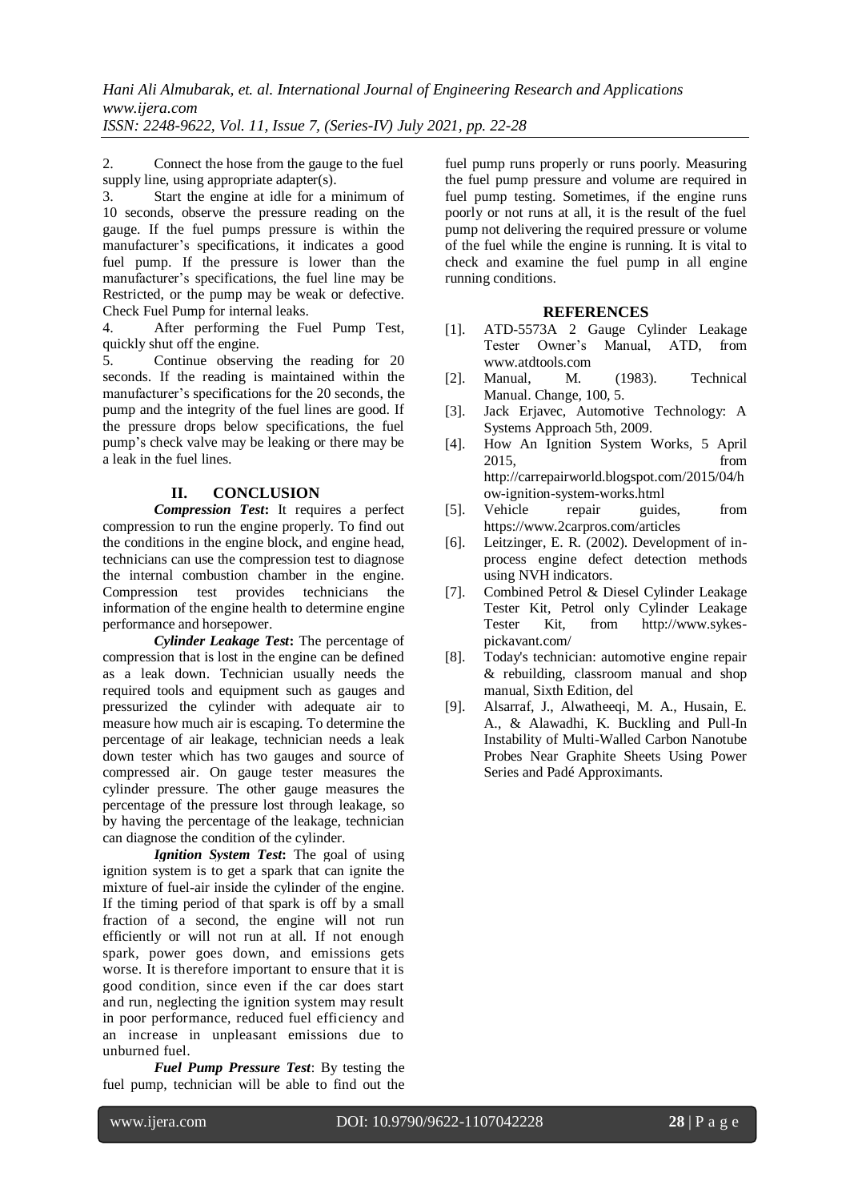2. Connect the hose from the gauge to the fuel supply line, using appropriate adapter(s).
3. Start the engine at idle for a minimum of 10 seconds, observe the pressure reading on the gauge. If the fuel pumps pressure is within the manufacturer's specifications, it indicates a good fuel pump. If the pressure is lower than the manufacturer's specifications, the fuel line may be Restricted, or the pump may be weak or defective. Check Fuel Pump for internal leaks.
4. After performing the Fuel Pump Test, quickly shut off the engine.
5. Continue observing the reading for 20 seconds. If the reading is maintained within the manufacturer's specifications for the 20 seconds, the pump and the integrity of the fuel lines are good. If the pressure drops below specifications, the fuel pump's check valve may be leaking or there may be a leak in the fuel lines.

## II. CONCLUSION

***Compression Test*:** It requires a perfect compression to run the engine properly. To find out the conditions in the engine block, and engine head, technicians can use the compression test to diagnose the internal combustion chamber in the engine. Compression test provides technicians the information of the engine health to determine engine performance and horsepower.

***Cylinder Leakage Test*:** The percentage of compression that is lost in the engine can be defined as a leak down. Technician usually needs the required tools and equipment such as gauges and pressurized the cylinder with adequate air to measure how much air is escaping. To determine the percentage of air leakage, technician needs a leak down tester which has two gauges and source of compressed air. On gauge tester measures the cylinder pressure. The other gauge measures the percentage of the pressure lost through leakage, so by having the percentage of the leakage, technician can diagnose the condition of the cylinder.

***Ignition System Test*:** The goal of using ignition system is to get a spark that can ignite the mixture of fuel-air inside the cylinder of the engine. If the timing period of that spark is off by a small fraction of a second, the engine will not run efficiently or will not run at all. If not enough spark, power goes down, and emissions gets worse. It is therefore important to ensure that it is good condition, since even if the car does start and run, neglecting the ignition system may result in poor performance, reduced fuel efficiency and an increase in unpleasant emissions due to unburned fuel.

***Fuel Pump Pressure Test***: By testing the fuel pump, technician will be able to find out the fuel pump runs properly or runs poorly. Measuring the fuel pump pressure and volume are required in fuel pump testing. Sometimes, if the engine runs poorly or not runs at all, it is the result of the fuel pump not delivering the required pressure or volume of the fuel while the engine is running. It is vital to check and examine the fuel pump in all engine running conditions.

## REFERENCES

[1]. ATD-5573A 2 Gauge Cylinder Leakage Tester Owner's Manual, ATD, from www.atdtools.com

[2]. Manual, M. (1983). Technical Manual. Change, 100, 5.

[3]. Jack Erjavec, Automotive Technology: A Systems Approach 5th, 2009.

[4]. How An Ignition System Works, 5 April 2015, from http://carrepairworld.blogspot.com/2015/04/how-ignition-system-works.html

[5]. Vehicle repair guides, from https://www.2carpros.com/articles

[6]. Leitzinger, E. R. (2002). Development of in-process engine defect detection methods using NVH indicators.

[7]. Combined Petrol & Diesel Cylinder Leakage Tester Kit, Petrol only Cylinder Leakage Tester Kit, from http://www.sykes-pickavant.com/

[8]. Today's technician: automotive engine repair & rebuilding, classroom manual and shop manual, Sixth Edition, del

[9]. Alsarraf, J., Alwatheeqi, M. A., Husain, E. A., & Alawadhi, K. Buckling and Pull-In Instability of Multi-Walled Carbon Nanotube Probes Near Graphite Sheets Using Power Series and Padé Approximants.